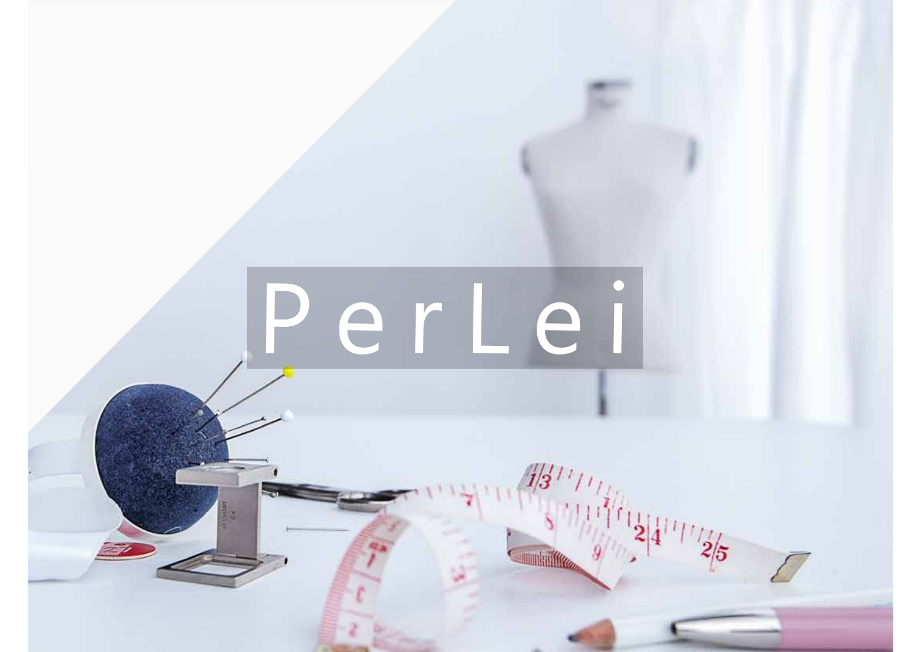# PerLei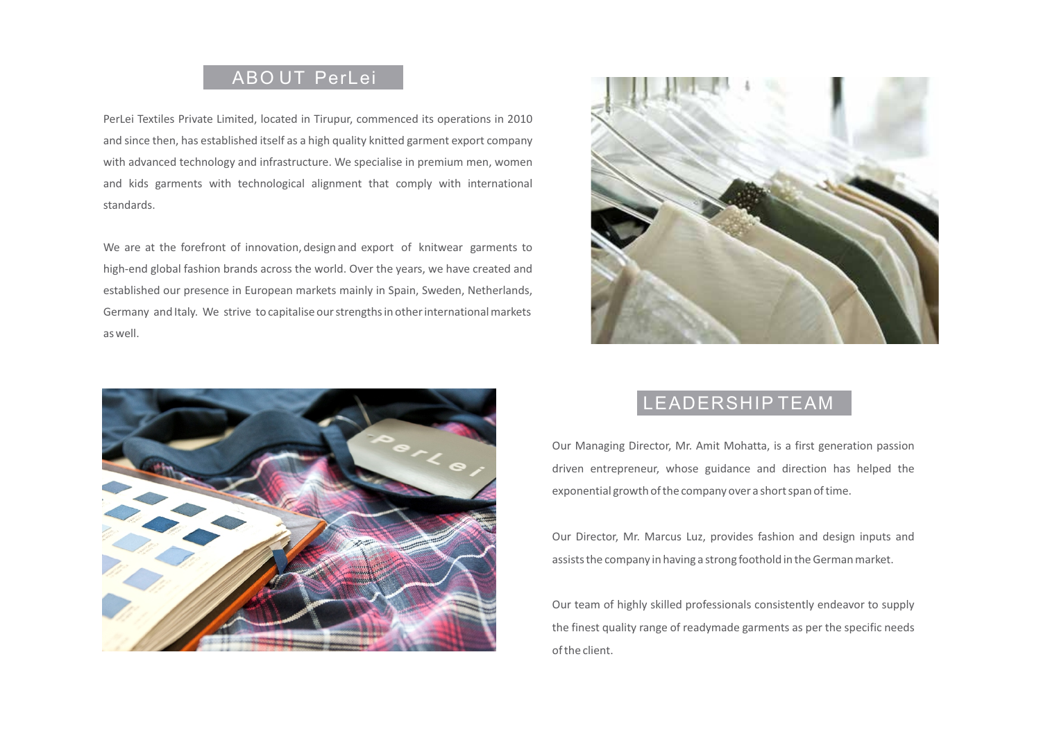## ABOUT PerLei

PerLei Textiles Private Limited, located in Tirupur, commenced its operations in 2010 and since then, has established itself as a high quality knitted garment export company with advanced technology and infrastructure. We specialise in premium men, women and kids garments with technological alignment that comply with international standards.

We are at the forefront of innovation, design and export of knitwear garments to high-end global fashion brands across the world. Over the years, we have created and established our presence in European markets mainly in Spain, Sweden, Netherlands, Germany and Italy. We strive to capitalise our strengths in other international markets as well.

## LEADERSHIP TEAM

Our Managing Director, Mr. Amit Mohatta, is a first generation passion driven entrepreneur, whose guidance and direction has helped the exponential growth of the company over a short span of time.

Our Director, Mr. Marcus Luz, provides fashion and design inputs and assists the company in having a strong foothold in the German market.

Our team of highly skilled professionals consistently endeavor to supply the finest quality range of readymade garments as per the specific needs of the client.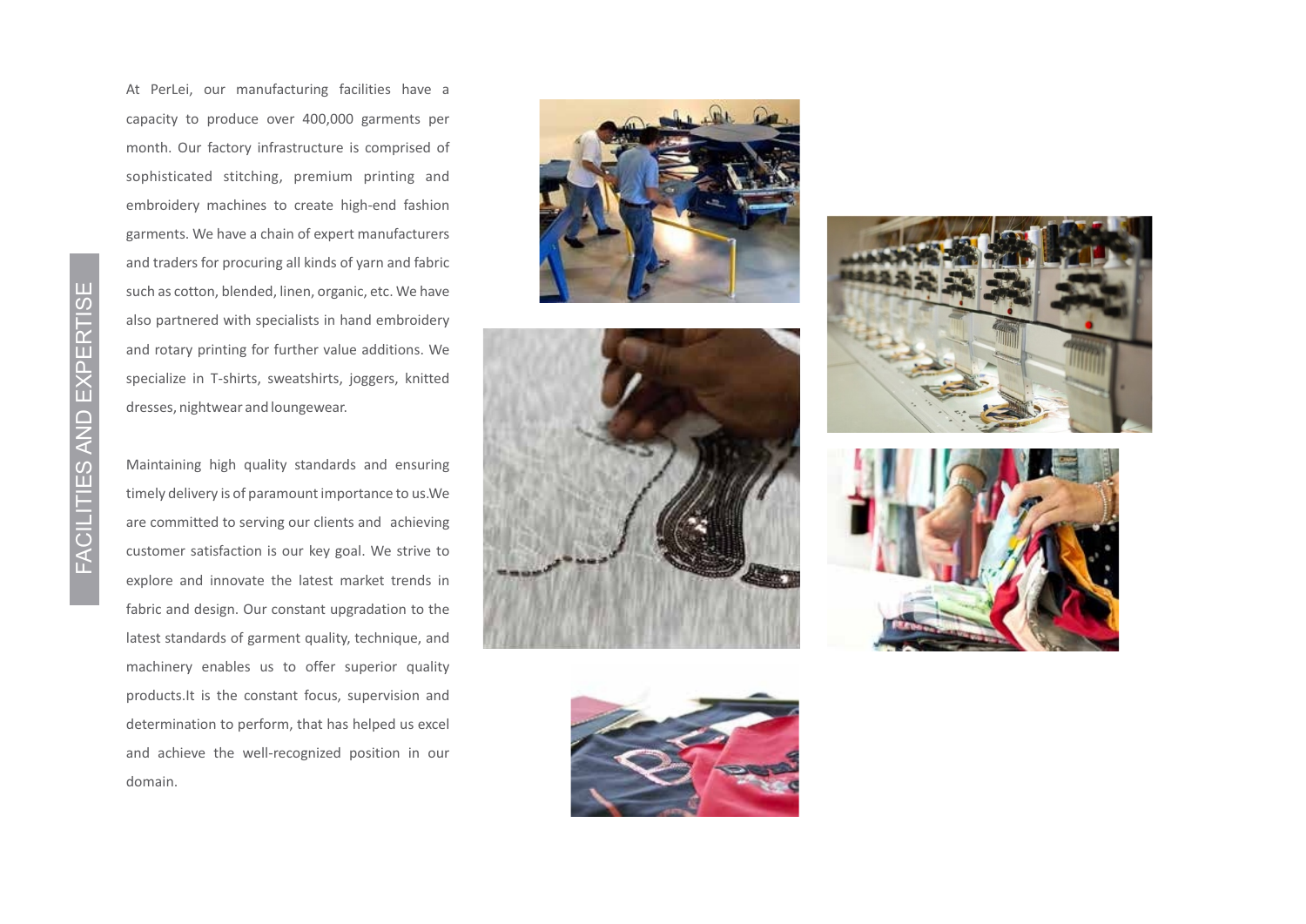# FACILITIES AND EXPERTISE

At PerLei, our manufacturing facilities have a capacity to produce over 400,000 garments per month. Our factory infrastructure is comprised of sophisticated stitching, premium printing and embroidery machines to create high-end fashion garments. We have a chain of expert manufacturers and traders for procuring all kinds of yarn and fabric such as cotton, blended, linen, organic, etc. We have also partnered with specialists in hand embroidery and rotary printing for further value additions. We specialize in T-shirts, sweatshirts, joggers, knitted dresses, nightwear and loungewear.

Maintaining high quality standards and ensuring timely delivery is of paramount importance to us.We are committed to serving our clients and achieving customer satisfaction is our key goal. We strive to explore and innovate the latest market trends in fabric and design. Our constant upgradation to the latest standards of garment quality, technique, and machinery enables us to offer superior quality products.It is the constant focus, supervision and determination to perform, that has helped us excel and achieve the well-recognized position in our domain.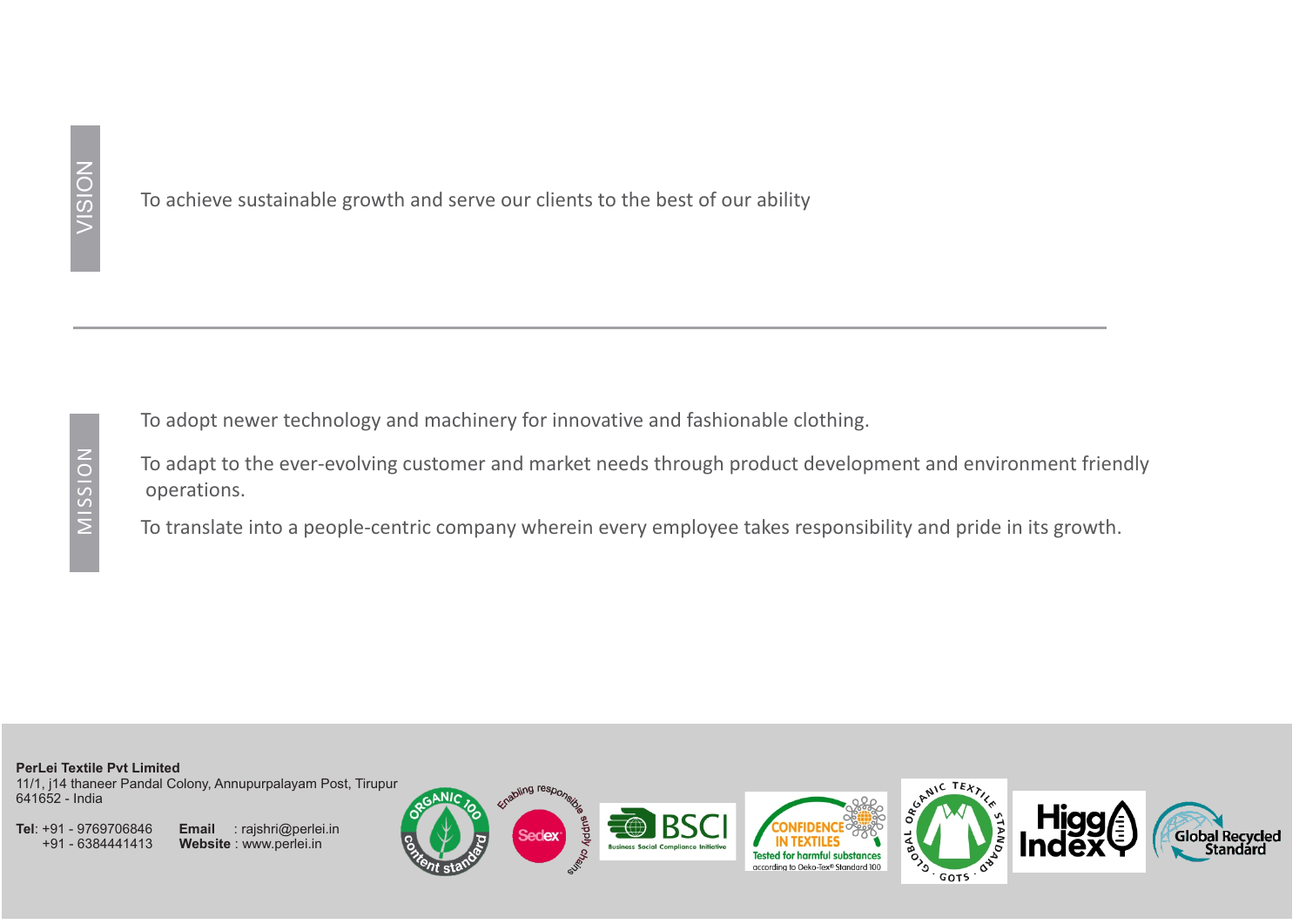## VISION

To achieve sustainable growth and serve our clients to the best of our ability

---

## MISSION

To adopt newer technology and machinery for innovative and fashionable clothing.

To adapt to the ever-evolving customer and market needs through product development and environment friendly operations.

To translate into a people-centric company wherein every employee takes responsibility and pride in its growth.

**PerLei Textile Pvt Limited**
11/1, j14 thaneer Pandal Colony, Annupurpalayam Post, Tirupur
641652 - India

**Tel**: +91 - 9769706846
+91 - 6384441413

**Email** : rajshri@perlei.in
**Website** : www.perlei.in